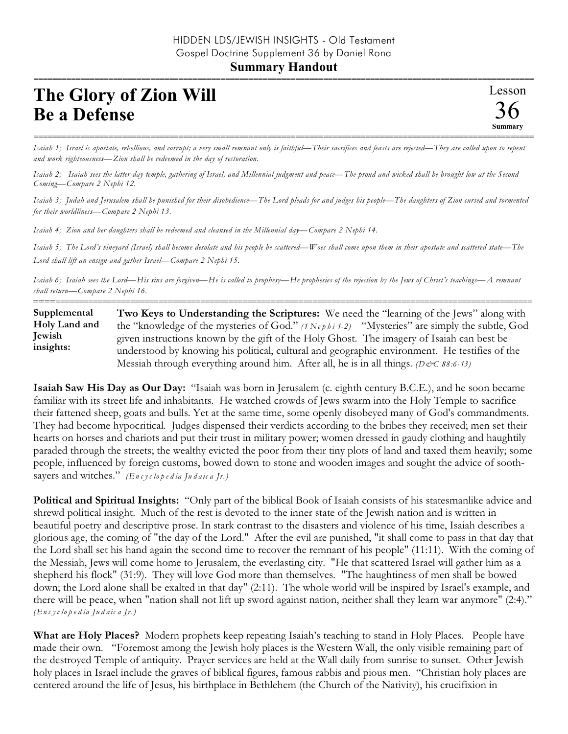HIDDEN LDS/JEWISH INSIGHTS - Old Testament
Gospel Doctrine Supplement 36 by Daniel Rona

**Summary Handout**

# The Glory of Zion Will Be a Defense

Lesson 36 **Summary**

*Isaiah 1; Israel is apostate, rebellious, and corrupt; a very small remnant only is faithful—Their sacrifices and feasts are rejected—They are called upon to repent and work righteousness—Zion shall be redeemed in the day of restoration.*

*Isaiah 2; Isaiah sees the latter-day temple, gathering of Israel, and Millennial judgment and peace—The proud and wicked shall be brought low at the Second Coming—Compare 2 Nephi 12.*

*Isaiah 3; Judah and Jerusalem shall be punished for their disobedience—The Lord pleads for and judges his people—The daughters of Zion cursed and tormented for their worldliness—Compare 2 Nephi 13.*

*Isaiah 4; Zion and her daughters shall be redeemed and cleansed in the Millennial day—Compare 2 Nephi 14.*

*Isaiah 5; The Lord's vineyard (Israel) shall become desolate and his people be scattered—Woes shall come upon them in their apostate and scattered state—The Lord shall lift an ensign and gather Israel—Compare 2 Nephi 15.*

*Isaiah 6; Isaiah sees the Lord—His sins are forgiven—He is called to prophesy—He prophesies of the rejection by the Jews of Christ's teachings—A remnant shall return—Compare 2 Nephi 16.*

**Supplemental Holy Land and Jewish insights:**

**Two Keys to Understanding the Scriptures:** We need the "learning of the Jews" along with the "knowledge of the mysteries of God." *(1 Nephi 1-2)* "Mysteries" are simply the subtle, God given instructions known by the gift of the Holy Ghost. The imagery of Isaiah can best be understood by knowing his political, cultural and geographic environment. He testifies of the Messiah through everything around him. After all, he is in all things. *(D&C 88:6-13)*

**Isaiah Saw His Day as Our Day:** "Isaiah was born in Jerusalem (c. eighth century B.C.E.), and he soon became familiar with its street life and inhabitants. He watched crowds of Jews swarm into the Holy Temple to sacrifice their fattened sheep, goats and bulls. Yet at the same time, some openly disobeyed many of God's commandments. They had become hypocritical. Judges dispensed their verdicts according to the bribes they received; men set their hearts on horses and chariots and put their trust in military power; women dressed in gaudy clothing and haughtily paraded through the streets; the wealthy evicted the poor from their tiny plots of land and taxed them heavily; some people, influenced by foreign customs, bowed down to stone and wooden images and sought the advice of sooth-sayers and witches." *(Encyclopedia Judaica Jr.)*

**Political and Spiritual Insights:** "Only part of the biblical Book of Isaiah consists of his statesmanlike advice and shrewd political insight. Much of the rest is devoted to the inner state of the Jewish nation and is written in beautiful poetry and descriptive prose. In stark contrast to the disasters and violence of his time, Isaiah describes a glorious age, the coming of "the day of the Lord." After the evil are punished, "it shall come to pass in that day that the Lord shall set his hand again the second time to recover the remnant of his people" (11:11). With the coming of the Messiah, Jews will come home to Jerusalem, the everlasting city. "He that scattered Israel will gather him as a shepherd his flock" (31:9). They will love God more than themselves. "The haughtiness of men shall be bowed down; the Lord alone shall be exalted in that day" (2:11). The whole world will be inspired by Israel's example, and there will be peace, when "nation shall not lift up sword against nation, neither shall they learn war anymore" (2:4)." *(Encyclopedia Judaica Jr.)*

**What are Holy Places?** Modern prophets keep repeating Isaiah's teaching to stand in Holy Places. People have made their own. "Foremost among the Jewish holy places is the Western Wall, the only visible remaining part of the destroyed Temple of antiquity. Prayer services are held at the Wall daily from sunrise to sunset. Other Jewish holy places in Israel include the graves of biblical figures, famous rabbis and pious men. "Christian holy places are centered around the life of Jesus, his birthplace in Bethlehem (the Church of the Nativity), his crucifixion in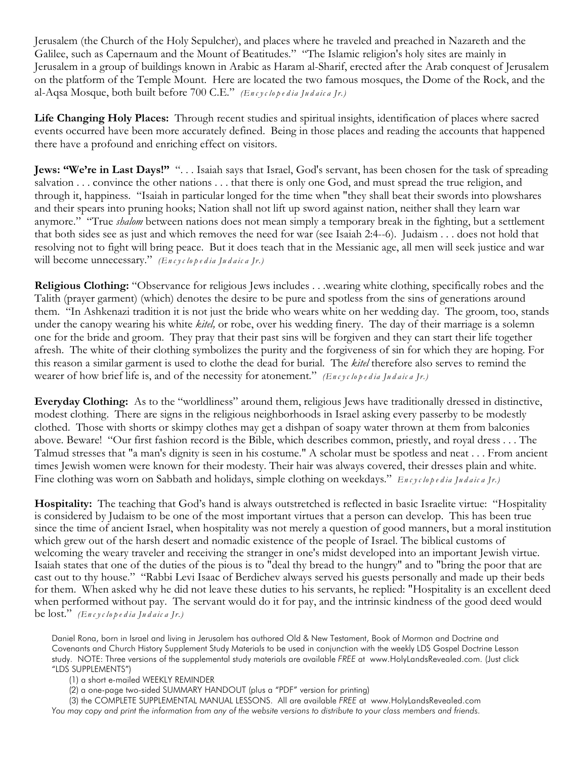Jerusalem (the Church of the Holy Sepulcher), and places where he traveled and preached in Nazareth and the Galilee, such as Capernaum and the Mount of Beatitudes." "The Islamic religion's holy sites are mainly in Jerusalem in a group of buildings known in Arabic as Haram al-Sharif, erected after the Arab conquest of Jerusalem on the platform of the Temple Mount. Here are located the two famous mosques, the Dome of the Rock, and the al-Aqsa Mosque, both built before 700 C.E." *(Encyclopedia Judaica Jr.)*

**Life Changing Holy Places:** Through recent studies and spiritual insights, identification of places where sacred events occurred have been more accurately defined. Being in those places and reading the accounts that happened there have a profound and enriching effect on visitors.

**Jews: "We're in Last Days!"** ". . . Isaiah says that Israel, God's servant, has been chosen for the task of spreading salvation . . . convince the other nations . . . that there is only one God, and must spread the true religion, and through it, happiness. "Isaiah in particular longed for the time when "they shall beat their swords into plowshares and their spears into pruning hooks; Nation shall not lift up sword against nation, neither shall they learn war anymore." "True *shalom* between nations does not mean simply a temporary break in the fighting, but a settlement that both sides see as just and which removes the need for war (see Isaiah 2:4--6). Judaism . . . does not hold that resolving not to fight will bring peace. But it does teach that in the Messianic age, all men will seek justice and war will become unnecessary." *(Encyclopedia Judaica Jr.)*

**Religious Clothing:** "Observance for religious Jews includes . . .wearing white clothing, specifically robes and the Talith (prayer garment) (which) denotes the desire to be pure and spotless from the sins of generations around them. "In Ashkenazi tradition it is not just the bride who wears white on her wedding day. The groom, too, stands under the canopy wearing his white *kitel,* or robe, over his wedding finery. The day of their marriage is a solemn one for the bride and groom. They pray that their past sins will be forgiven and they can start their life together afresh. The white of their clothing symbolizes the purity and the forgiveness of sin for which they are hoping. For this reason a similar garment is used to clothe the dead for burial. The *kitel* therefore also serves to remind the wearer of how brief life is, and of the necessity for atonement." *(Encyclopedia Judaica Jr.)*

**Everyday Clothing:** As to the "worldliness" around them, religious Jews have traditionally dressed in distinctive, modest clothing. There are signs in the religious neighborhoods in Israel asking every passerby to be modestly clothed. Those with shorts or skimpy clothes may get a dishpan of soapy water thrown at them from balconies above. Beware! "Our first fashion record is the Bible, which describes common, priestly, and royal dress . . . The Talmud stresses that "a man's dignity is seen in his costume." A scholar must be spotless and neat . . . From ancient times Jewish women were known for their modesty. Their hair was always covered, their dresses plain and white. Fine clothing was worn on Sabbath and holidays, simple clothing on weekdays." *Encyclopedia Judaica Jr.)*

**Hospitality:** The teaching that God's hand is always outstretched is reflected in basic Israelite virtue: "Hospitality is considered by Judaism to be one of the most important virtues that a person can develop. This has been true since the time of ancient Israel, when hospitality was not merely a question of good manners, but a moral institution which grew out of the harsh desert and nomadic existence of the people of Israel. The biblical customs of welcoming the weary traveler and receiving the stranger in one's midst developed into an important Jewish virtue. Isaiah states that one of the duties of the pious is to "deal thy bread to the hungry" and to "bring the poor that are cast out to thy house." "Rabbi Levi Isaac of Berdichev always served his guests personally and made up their beds for them. When asked why he did not leave these duties to his servants, he replied: "Hospitality is an excellent deed when performed without pay. The servant would do it for pay, and the intrinsic kindness of the good deed would be lost." *(Encyclopedia Judaica Jr.)*

Daniel Rona, born in Israel and living in Jerusalem has authored Old & New Testament, Book of Mormon and Doctrine and Covenants and Church History Supplement Study Materials to be used in conjunction with the weekly LDS Gospel Doctrine Lesson study. NOTE: Three versions of the supplemental study materials are available *FREE* at www.HolyLandsRevealed.com. (Just click "LDS SUPPLEMENTS")

(1) a short e-mailed WEEKLY REMINDER
(2) a one-page two-sided SUMMARY HANDOUT (plus a "PDF" version for printing)
(3) the COMPLETE SUPPLEMENTAL MANUAL LESSONS. All are available *FREE* at www.HolyLandsRevealed.com

*You may copy and print the information from any of the website versions to distribute to your class members and friends.*